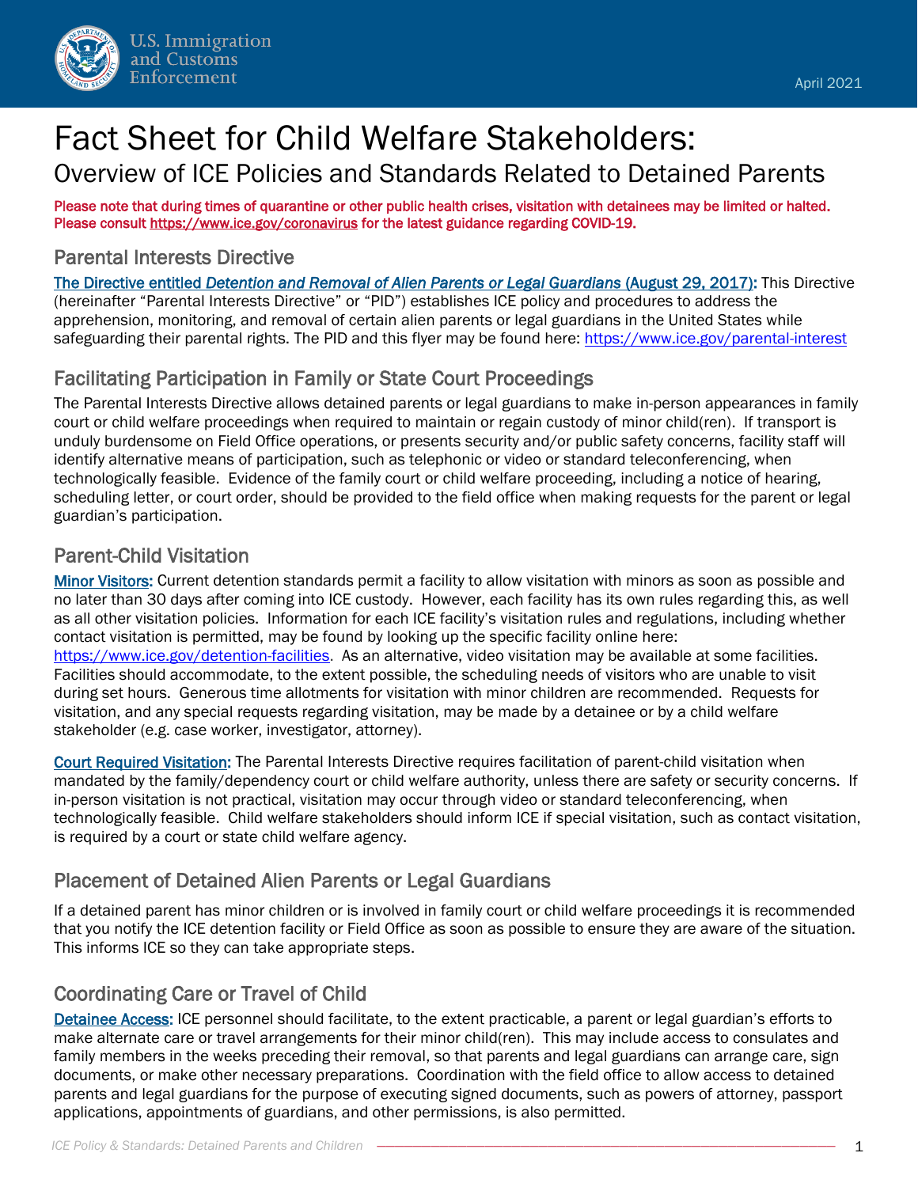April 2021

# Fact Sheet for Child Welfare Stakeholders:

## Overview of ICE Policies and Standards Related to Detained Parents

**Please note that during times of quarantine or other public health crises, visitation with detainees may be limited or halted. Please consult https://www.ice.gov/coronavirus for the latest guidance regarding COVID-19.**

### Parental Interests Directive

**The Directive entitled *Detention and Removal of Alien Parents or Legal Guardians* (August 29, 2017):** This Directive (hereinafter "Parental Interests Directive" or "PID") establishes ICE policy and procedures to address the apprehension, monitoring, and removal of certain alien parents or legal guardians in the United States while safeguarding their parental rights. The PID and this flyer may be found here: https://www.ice.gov/parental-interest

### Facilitating Participation in Family or State Court Proceedings

The Parental Interests Directive allows detained parents or legal guardians to make in-person appearances in family court or child welfare proceedings when required to maintain or regain custody of minor child(ren). If transport is unduly burdensome on Field Office operations, or presents security and/or public safety concerns, facility staff will identify alternative means of participation, such as telephonic or video or standard teleconferencing, when technologically feasible. Evidence of the family court or child welfare proceeding, including a notice of hearing, scheduling letter, or court order, should be provided to the field office when making requests for the parent or legal guardian's participation.

### Parent-Child Visitation

**Minor Visitors:** Current detention standards permit a facility to allow visitation with minors as soon as possible and no later than 30 days after coming into ICE custody. However, each facility has its own rules regarding this, as well as all other visitation policies. Information for each ICE facility's visitation rules and regulations, including whether contact visitation is permitted, may be found by looking up the specific facility online here: https://www.ice.gov/detention-facilities. As an alternative, video visitation may be available at some facilities. Facilities should accommodate, to the extent possible, the scheduling needs of visitors who are unable to visit during set hours. Generous time allotments for visitation with minor children are recommended. Requests for visitation, and any special requests regarding visitation, may be made by a detainee or by a child welfare stakeholder (e.g. case worker, investigator, attorney).

**Court Required Visitation:** The Parental Interests Directive requires facilitation of parent-child visitation when mandated by the family/dependency court or child welfare authority, unless there are safety or security concerns. If in-person visitation is not practical, visitation may occur through video or standard teleconferencing, when technologically feasible. Child welfare stakeholders should inform ICE if special visitation, such as contact visitation, is required by a court or state child welfare agency.

### Placement of Detained Alien Parents or Legal Guardians

If a detained parent has minor children or is involved in family court or child welfare proceedings it is recommended that you notify the ICE detention facility or Field Office as soon as possible to ensure they are aware of the situation. This informs ICE so they can take appropriate steps.

### Coordinating Care or Travel of Child

**Detainee Access:** ICE personnel should facilitate, to the extent practicable, a parent or legal guardian's efforts to make alternate care or travel arrangements for their minor child(ren). This may include access to consulates and family members in the weeks preceding their removal, so that parents and legal guardians can arrange care, sign documents, or make other necessary preparations. Coordination with the field office to allow access to detained parents and legal guardians for the purpose of executing signed documents, such as powers of attorney, passport applications, appointments of guardians, and other permissions, is also permitted.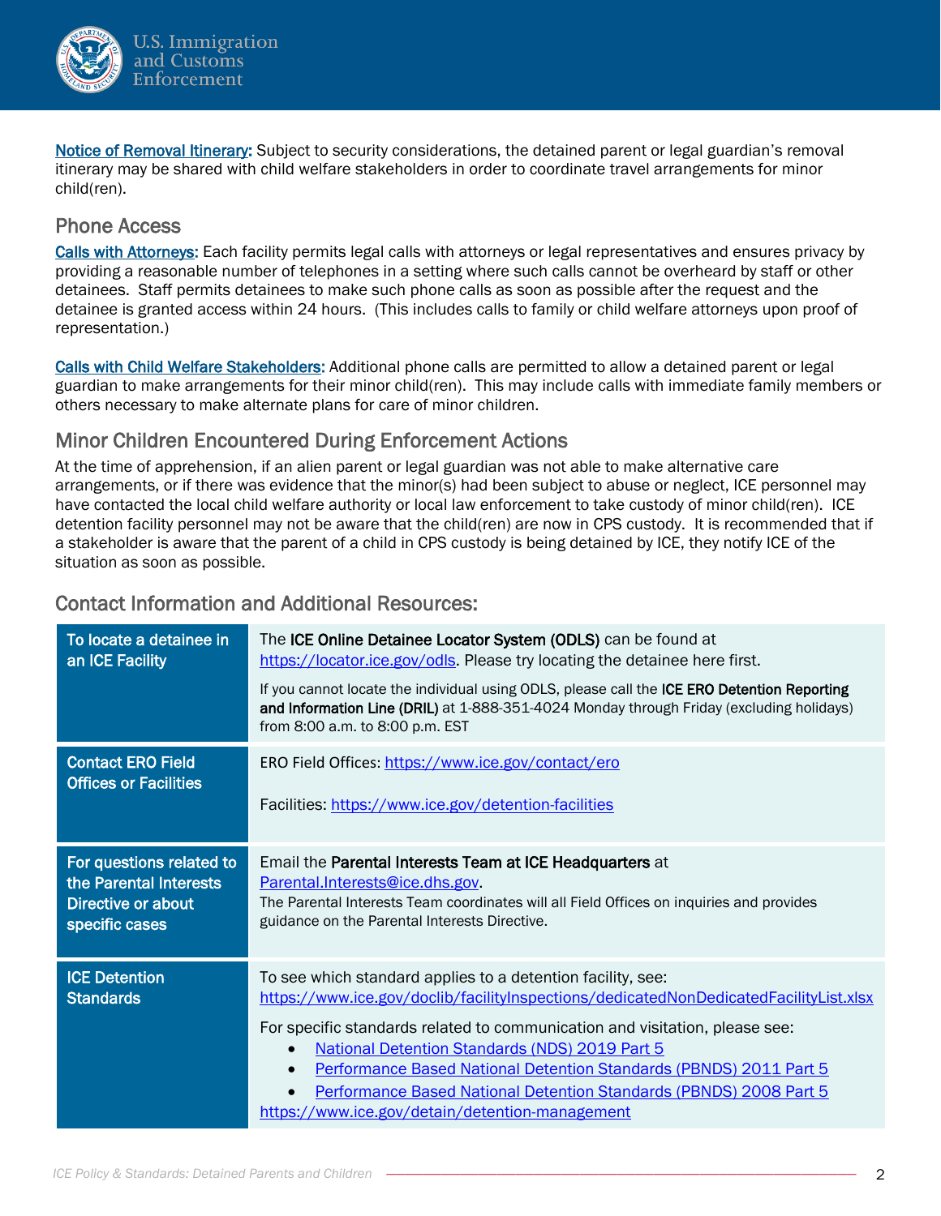**Notice of Removal Itinerary:** Subject to security considerations, the detained parent or legal guardian's removal itinerary may be shared with child welfare stakeholders in order to coordinate travel arrangements for minor child(ren).

## Phone Access

**Calls with Attorneys:** Each facility permits legal calls with attorneys or legal representatives and ensures privacy by providing a reasonable number of telephones in a setting where such calls cannot be overheard by staff or other detainees. Staff permits detainees to make such phone calls as soon as possible after the request and the detainee is granted access within 24 hours. (This includes calls to family or child welfare attorneys upon proof of representation.)

**Calls with Child Welfare Stakeholders:** Additional phone calls are permitted to allow a detained parent or legal guardian to make arrangements for their minor child(ren). This may include calls with immediate family members or others necessary to make alternate plans for care of minor children.

## Minor Children Encountered During Enforcement Actions

At the time of apprehension, if an alien parent or legal guardian was not able to make alternative care arrangements, or if there was evidence that the minor(s) had been subject to abuse or neglect, ICE personnel may have contacted the local child welfare authority or local law enforcement to take custody of minor child(ren). ICE detention facility personnel may not be aware that the child(ren) are now in CPS custody. It is recommended that if a stakeholder is aware that the parent of a child in CPS custody is being detained by ICE, they notify ICE of the situation as soon as possible.

## Contact Information and Additional Resources:

| | |
|---|---|
| **To locate a detainee in an ICE Facility** | The **ICE Online Detainee Locator System (ODLS)** can be found at https://locator.ice.gov/odls. Please try locating the detainee here first.<br><br>If you cannot locate the individual using ODLS, please call the **ICE ERO Detention Reporting and Information Line (DRIL)** at 1-888-351-4024 Monday through Friday (excluding holidays) from 8:00 a.m. to 8:00 p.m. EST |
| **Contact ERO Field Offices or Facilities** | ERO Field Offices: https://www.ice.gov/contact/ero<br><br>Facilities: https://www.ice.gov/detention-facilities |
| **For questions related to the Parental Interests Directive or about specific cases** | Email the **Parental Interests Team at ICE Headquarters** at Parental.Interests@ice.dhs.gov.<br>The Parental Interests Team coordinates will all Field Offices on inquiries and provides guidance on the Parental Interests Directive. |
| **ICE Detention Standards** | To see which standard applies to a detention facility, see: https://www.ice.gov/doclib/facilityInspections/dedicatedNonDedicatedFacilityList.xlsx<br><br>For specific standards related to communication and visitation, please see:<br>• National Detention Standards (NDS) 2019 Part 5<br>• Performance Based National Detention Standards (PBNDS) 2011 Part 5<br>• Performance Based National Detention Standards (PBNDS) 2008 Part 5<br>https://www.ice.gov/detain/detention-management |